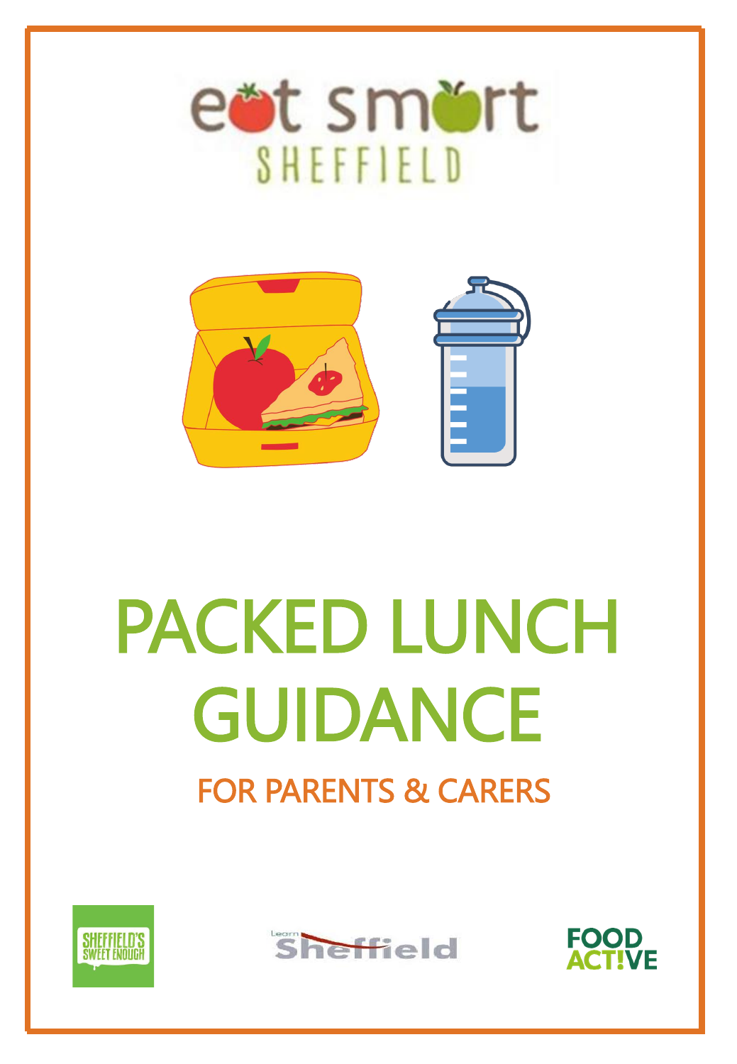eat smart SHEFFIELD

# PACKED LUNCH GUIDANCE

## FOR PARENTS & CARERS

SHEFFIELD'S SWEET ENOUGH

Learn Sheffield

FOOD ACT!VE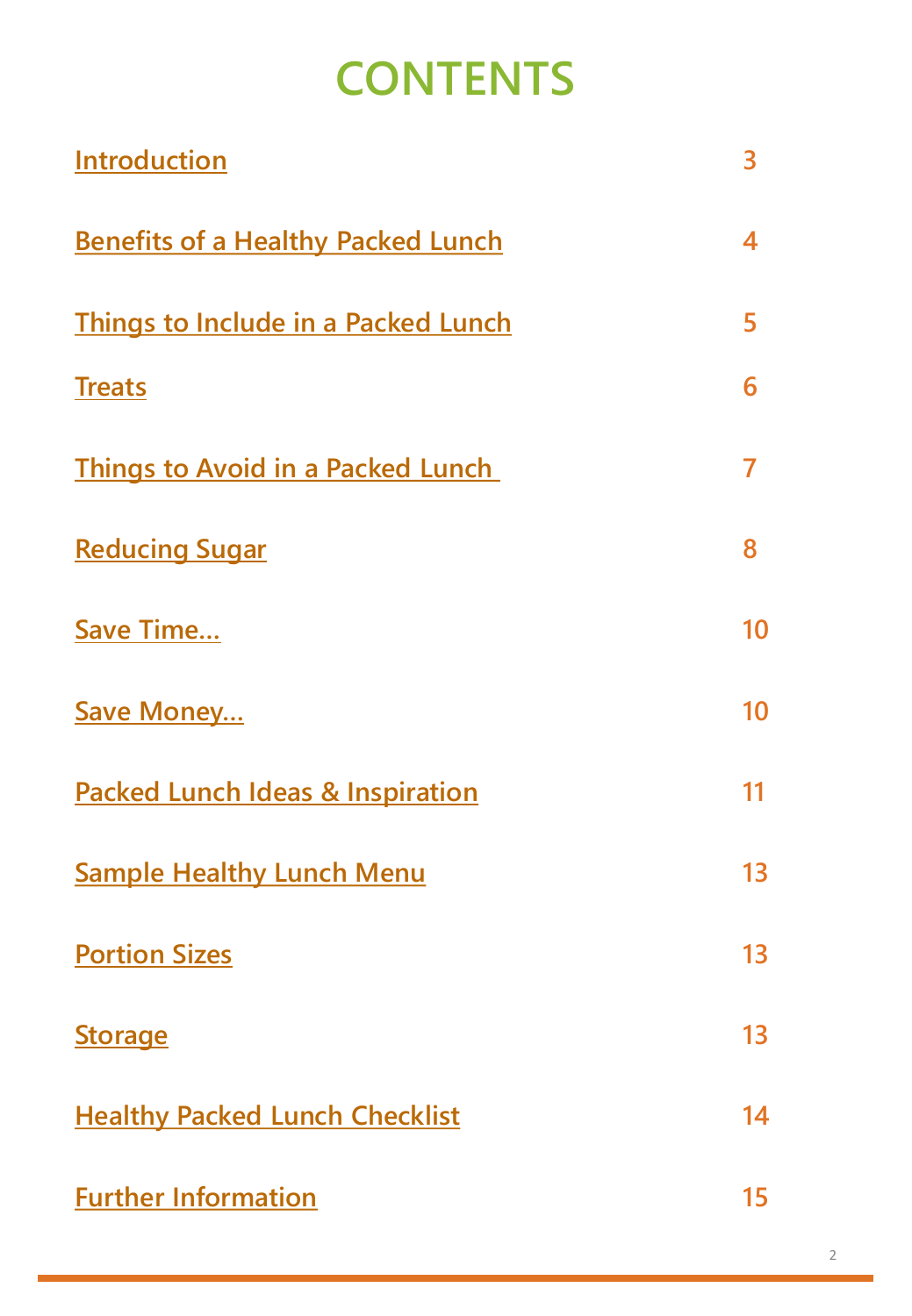# CONTENTS

| | |
|---|---|
| Introduction | 3 |
| Benefits of a Healthy Packed Lunch | 4 |
| Things to Include in a Packed Lunch | 5 |
| Treats | 6 |
| Things to Avoid in a Packed Lunch | 7 |
| Reducing Sugar | 8 |
| Save Time… | 10 |
| Save Money… | 10 |
| Packed Lunch Ideas & Inspiration | 11 |
| Sample Healthy Lunch Menu | 13 |
| Portion Sizes | 13 |
| Storage | 13 |
| Healthy Packed Lunch Checklist | 14 |
| Further Information | 15 |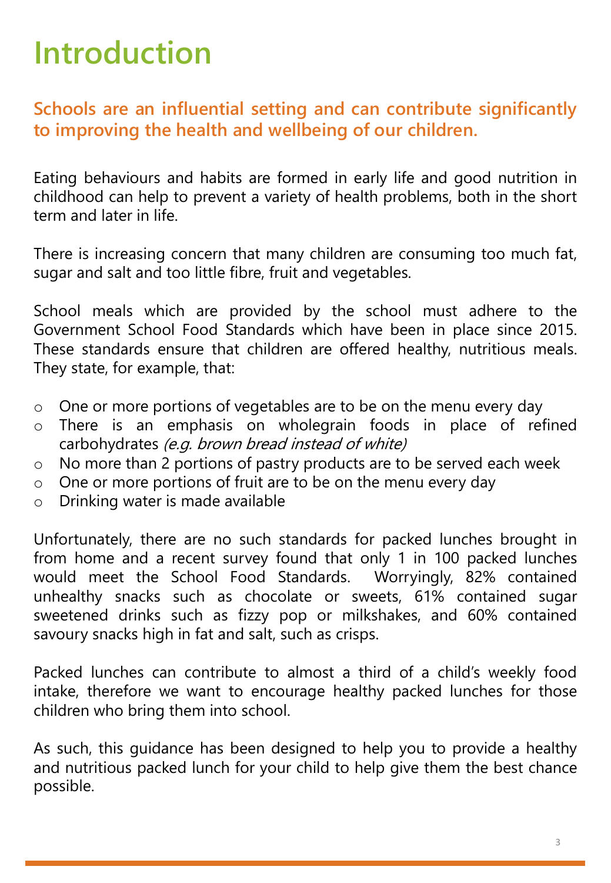# Introduction

## Schools are an influential setting and can contribute significantly to improving the health and wellbeing of our children.

Eating behaviours and habits are formed in early life and good nutrition in childhood can help to prevent a variety of health problems, both in the short term and later in life.

There is increasing concern that many children are consuming too much fat, sugar and salt and too little fibre, fruit and vegetables.

School meals which are provided by the school must adhere to the Government School Food Standards which have been in place since 2015. These standards ensure that children are offered healthy, nutritious meals. They state, for example, that:

- One or more portions of vegetables are to be on the menu every day
- There is an emphasis on wholegrain foods in place of refined carbohydrates *(e.g. brown bread instead of white)*
- No more than 2 portions of pastry products are to be served each week
- One or more portions of fruit are to be on the menu every day
- Drinking water is made available

Unfortunately, there are no such standards for packed lunches brought in from home and a recent survey found that only 1 in 100 packed lunches would meet the School Food Standards. Worryingly, 82% contained unhealthy snacks such as chocolate or sweets, 61% contained sugar sweetened drinks such as fizzy pop or milkshakes, and 60% contained savoury snacks high in fat and salt, such as crisps.

Packed lunches can contribute to almost a third of a child's weekly food intake, therefore we want to encourage healthy packed lunches for those children who bring them into school.

As such, this guidance has been designed to help you to provide a healthy and nutritious packed lunch for your child to help give them the best chance possible.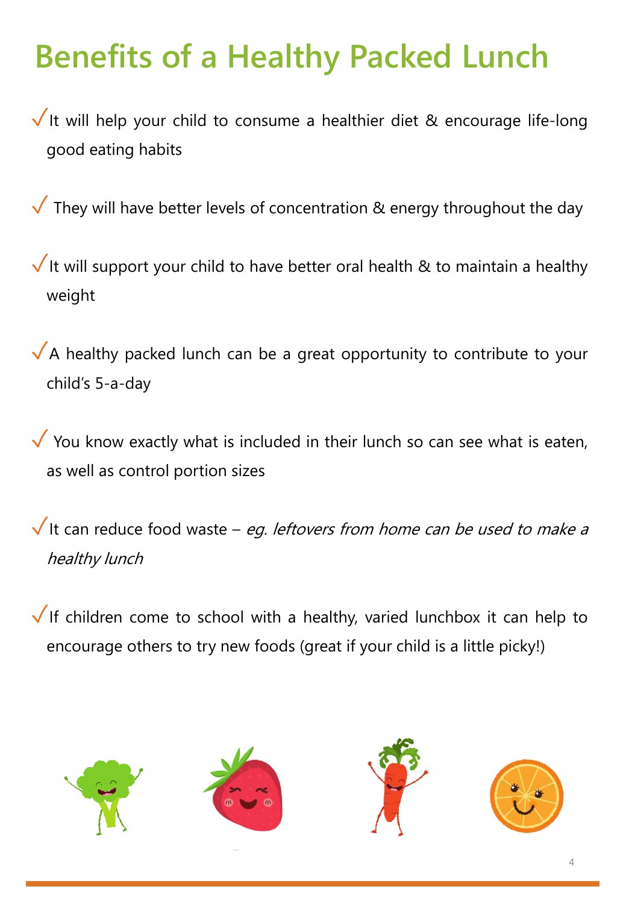# Benefits of a Healthy Packed Lunch

- ✓ It will help your child to consume a healthier diet & encourage life-long good eating habits

- ✓ They will have better levels of concentration & energy throughout the day

- ✓ It will support your child to have better oral health & to maintain a healthy weight

- ✓ A healthy packed lunch can be a great opportunity to contribute to your child's 5-a-day

- ✓ You know exactly what is included in their lunch so can see what is eaten, as well as control portion sizes

- ✓ It can reduce food waste – *eg. leftovers from home can be used to make a healthy lunch*

- ✓ If children come to school with a healthy, varied lunchbox it can help to encourage others to try new foods (great if your child is a little picky!)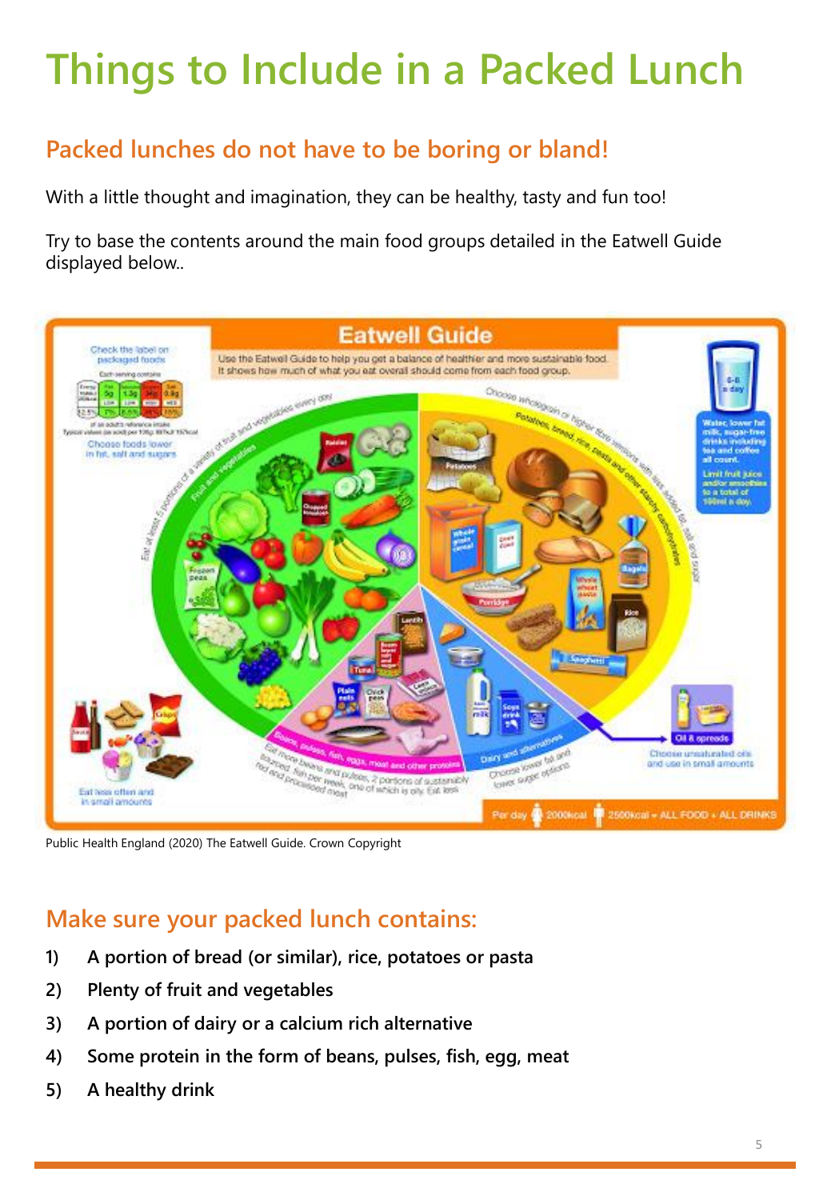# Things to Include in a Packed Lunch

## Packed lunches do not have to be boring or bland!

With a little thought and imagination, they can be healthy, tasty and fun too!

Try to base the contents around the main food groups detailed in the Eatwell Guide displayed below..

Public Health England (2020) The Eatwell Guide. Crown Copyright

## Make sure your packed lunch contains:

1) **A portion of bread (or similar), rice, potatoes or pasta**
2) **Plenty of fruit and vegetables**
3) **A portion of dairy or a calcium rich alternative**
4) **Some protein in the form of beans, pulses, fish, egg, meat**
5) **A healthy drink**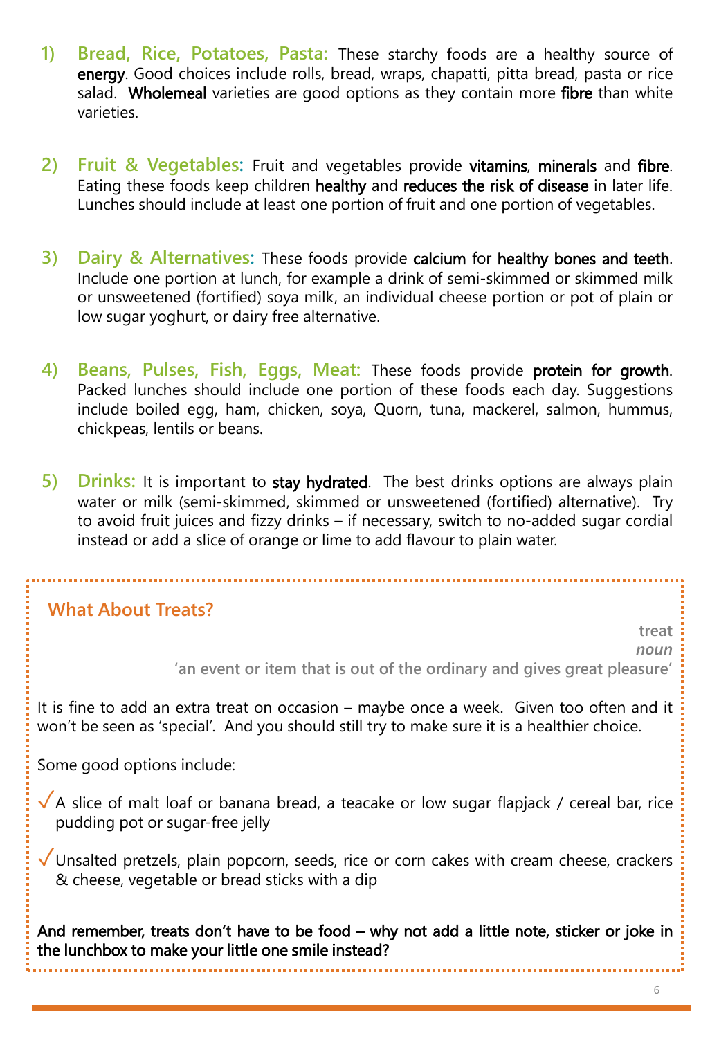1) **Bread, Rice, Potatoes, Pasta:** These starchy foods are a healthy source of **energy**. Good choices include rolls, bread, wraps, chapatti, pitta bread, pasta or rice salad. **Wholemeal** varieties are good options as they contain more **fibre** than white varieties.

2) **Fruit & Vegetables:** Fruit and vegetables provide **vitamins**, **minerals** and **fibre**. Eating these foods keep children **healthy** and **reduces the risk of disease** in later life. Lunches should include at least one portion of fruit and one portion of vegetables.

3) **Dairy & Alternatives:** These foods provide **calcium** for **healthy bones and teeth**. Include one portion at lunch, for example a drink of semi-skimmed or skimmed milk or unsweetened (fortified) soya milk, an individual cheese portion or pot of plain or low sugar yoghurt, or dairy free alternative.

4) **Beans, Pulses, Fish, Eggs, Meat:** These foods provide **protein for growth**. Packed lunches should include one portion of these foods each day. Suggestions include boiled egg, ham, chicken, soya, Quorn, tuna, mackerel, salmon, hummus, chickpeas, lentils or beans.

5) **Drinks:** It is important to **stay hydrated**. The best drinks options are always plain water or milk (semi-skimmed, skimmed or unsweetened (fortified) alternative). Try to avoid fruit juices and fizzy drinks – if necessary, switch to no-added sugar cordial instead or add a slice of orange or lime to add flavour to plain water.

## What About Treats?

**treat**
***noun***
**'an event or item that is out of the ordinary and gives great pleasure'**

It is fine to add an extra treat on occasion – maybe once a week. Given too often and it won't be seen as 'special'. And you should still try to make sure it is a healthier choice.

Some good options include:

- ✓ A slice of malt loaf or banana bread, a teacake or low sugar flapjack / cereal bar, rice pudding pot or sugar-free jelly
- ✓ Unsalted pretzels, plain popcorn, seeds, rice or corn cakes with cream cheese, crackers & cheese, vegetable or bread sticks with a dip

**And remember, treats don't have to be food – why not add a little note, sticker or joke in the lunchbox to make your little one smile instead?**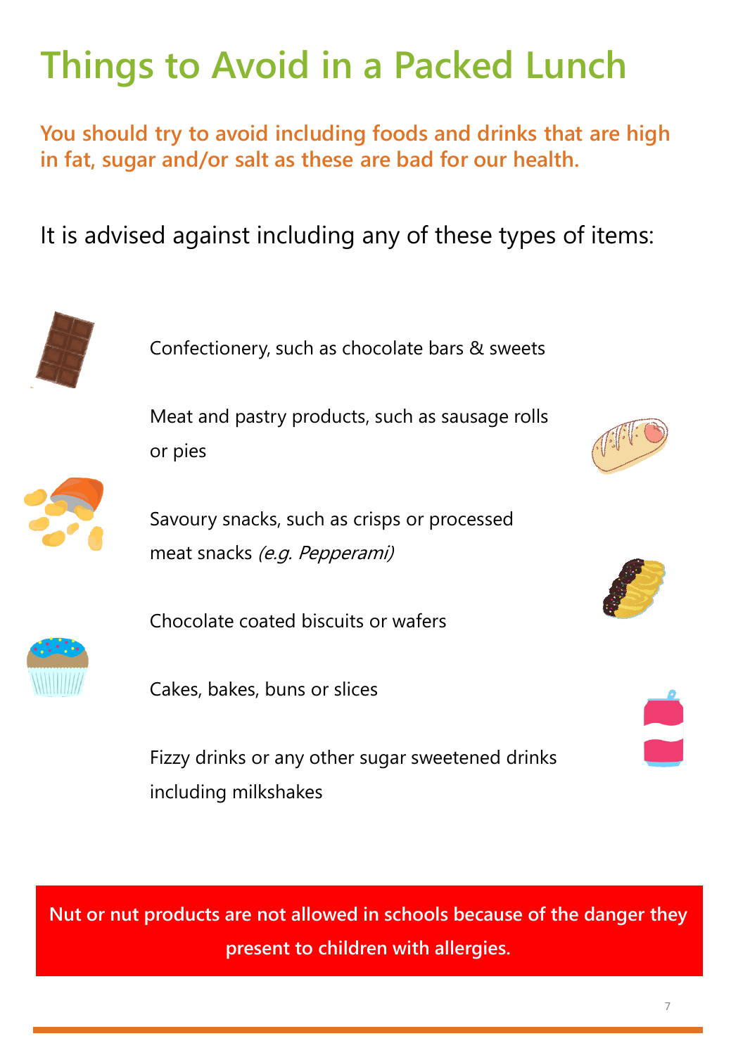# Things to Avoid in a Packed Lunch

**You should try to avoid including foods and drinks that are high in fat, sugar and/or salt as these are bad for our health.**

It is advised against including any of these types of items:

- Confectionery, such as chocolate bars & sweets
- Meat and pastry products, such as sausage rolls or pies
- Savoury snacks, such as crisps or processed meat snacks *(e.g. Pepperami)*
- Chocolate coated biscuits or wafers
- Cakes, bakes, buns or slices
- Fizzy drinks or any other sugar sweetened drinks including milkshakes

**Nut or nut products are not allowed in schools because of the danger they present to children with allergies.**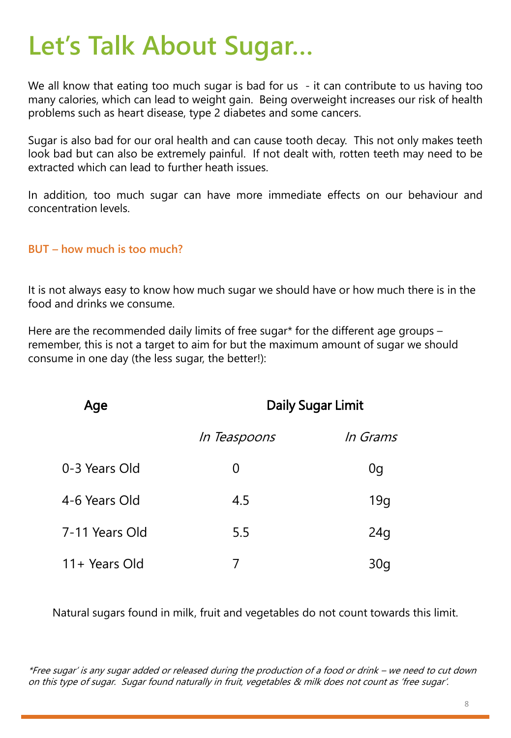# Let's Talk About Sugar...

We all know that eating too much sugar is bad for us - it can contribute to us having too many calories, which can lead to weight gain. Being overweight increases our risk of health problems such as heart disease, type 2 diabetes and some cancers.

Sugar is also bad for our oral health and can cause tooth decay. This not only makes teeth look bad but can also be extremely painful. If not dealt with, rotten teeth may need to be extracted which can lead to further heath issues.

In addition, too much sugar can have more immediate effects on our behaviour and concentration levels.

**BUT – how much is too much?**

It is not always easy to know how much sugar we should have or how much there is in the food and drinks we consume.

Here are the recommended daily limits of free sugar* for the different age groups – remember, this is not a target to aim for but the maximum amount of sugar we should consume in one day (the less sugar, the better!):

| Age | Daily Sugar Limit | |
|---|---|---|
| | *In Teaspoons* | *In Grams* |
| 0-3 Years Old | 0 | 0g |
| 4-6 Years Old | 4.5 | 19g |
| 7-11 Years Old | 5.5 | 24g |
| 11+ Years Old | 7 | 30g |

Natural sugars found in milk, fruit and vegetables do not count towards this limit.

*\*Free sugar' is any sugar added or released during the production of a food or drink – we need to cut down on this type of sugar. Sugar found naturally in fruit, vegetables & milk does not count as 'free sugar'.*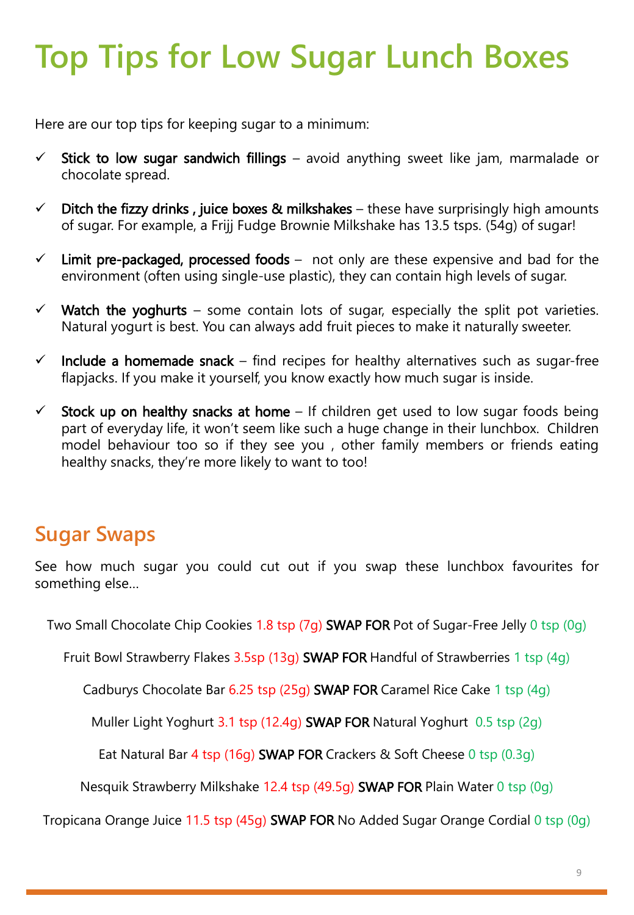# Top Tips for Low Sugar Lunch Boxes

Here are our top tips for keeping sugar to a minimum:

- ✓ **Stick to low sugar sandwich fillings** – avoid anything sweet like jam, marmalade or chocolate spread.
- ✓ **Ditch the fizzy drinks , juice boxes & milkshakes** – these have surprisingly high amounts of sugar. For example, a Frijj Fudge Brownie Milkshake has 13.5 tsps. (54g) of sugar!
- ✓ **Limit pre-packaged, processed foods** – not only are these expensive and bad for the environment (often using single-use plastic), they can contain high levels of sugar.
- ✓ **Watch the yoghurts** – some contain lots of sugar, especially the split pot varieties. Natural yogurt is best. You can always add fruit pieces to make it naturally sweeter.
- ✓ **Include a homemade snack** – find recipes for healthy alternatives such as sugar-free flapjacks. If you make it yourself, you know exactly how much sugar is inside.
- ✓ **Stock up on healthy snacks at home** – If children get used to low sugar foods being part of everyday life, it won't seem like such a huge change in their lunchbox. Children model behaviour too so if they see you , other family members or friends eating healthy snacks, they're more likely to want to too!

## Sugar Swaps

See how much sugar you could cut out if you swap these lunchbox favourites for something else…

Two Small Chocolate Chip Cookies 1.8 tsp (7g) **SWAP FOR** Pot of Sugar-Free Jelly 0 tsp (0g)

Fruit Bowl Strawberry Flakes 3.5sp (13g) **SWAP FOR** Handful of Strawberries 1 tsp (4g)

Cadburys Chocolate Bar 6.25 tsp (25g) **SWAP FOR** Caramel Rice Cake 1 tsp (4g)

Muller Light Yoghurt 3.1 tsp (12.4g) **SWAP FOR** Natural Yoghurt 0.5 tsp (2g)

Eat Natural Bar 4 tsp (16g) **SWAP FOR** Crackers & Soft Cheese 0 tsp (0.3g)

Nesquik Strawberry Milkshake 12.4 tsp (49.5g) **SWAP FOR** Plain Water 0 tsp (0g)

Tropicana Orange Juice 11.5 tsp (45g) **SWAP FOR** No Added Sugar Orange Cordial 0 tsp (0g)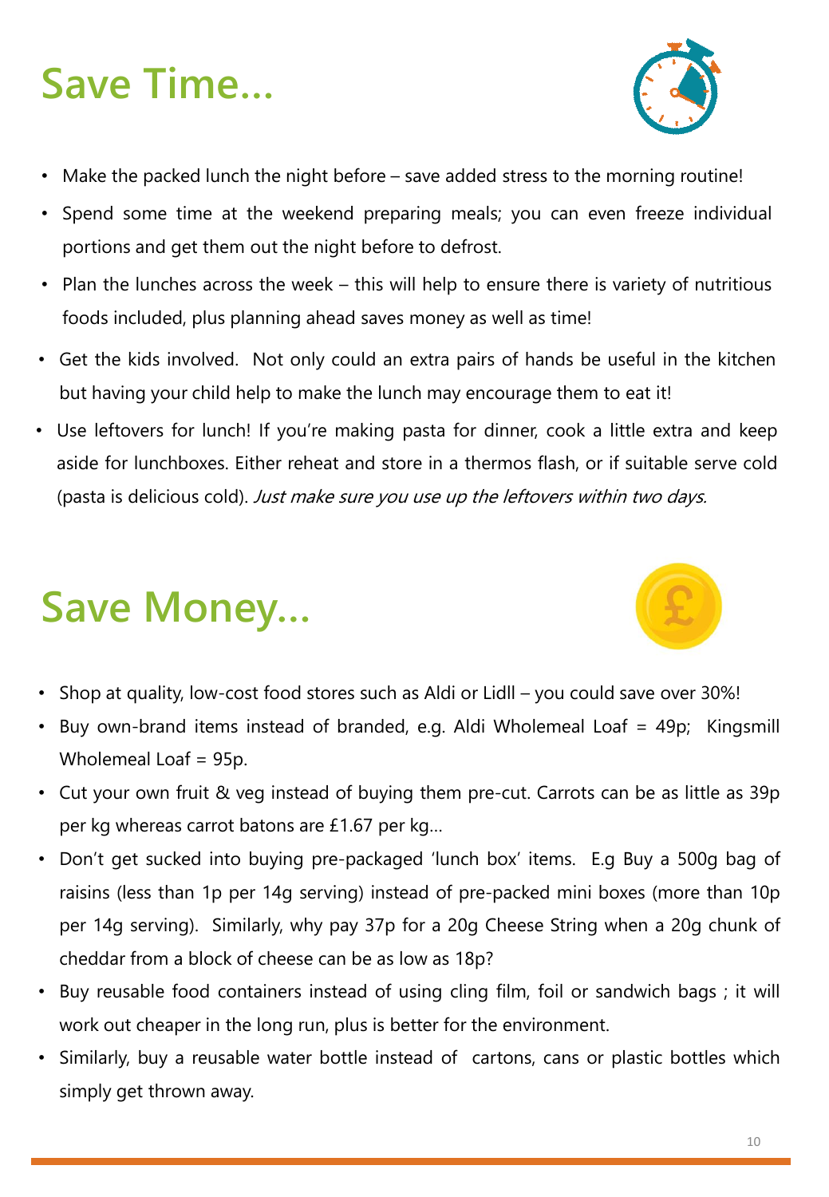# Save Time...

- Make the packed lunch the night before – save added stress to the morning routine!
- Spend some time at the weekend preparing meals; you can even freeze individual portions and get them out the night before to defrost.
- Plan the lunches across the week – this will help to ensure there is variety of nutritious foods included, plus planning ahead saves money as well as time!
- Get the kids involved. Not only could an extra pairs of hands be useful in the kitchen but having your child help to make the lunch may encourage them to eat it!
- Use leftovers for lunch! If you're making pasta for dinner, cook a little extra and keep aside for lunchboxes. Either reheat and store in a thermos flash, or if suitable serve cold (pasta is delicious cold). *Just make sure you use up the leftovers within two days.*

# Save Money...

- Shop at quality, low-cost food stores such as Aldi or Lidll – you could save over 30%!
- Buy own-brand items instead of branded, e.g. Aldi Wholemeal Loaf = 49p; Kingsmill Wholemeal Loaf = 95p.
- Cut your own fruit & veg instead of buying them pre-cut. Carrots can be as little as 39p per kg whereas carrot batons are £1.67 per kg…
- Don't get sucked into buying pre-packaged 'lunch box' items. E.g Buy a 500g bag of raisins (less than 1p per 14g serving) instead of pre-packed mini boxes (more than 10p per 14g serving). Similarly, why pay 37p for a 20g Cheese String when a 20g chunk of cheddar from a block of cheese can be as low as 18p?
- Buy reusable food containers instead of using cling film, foil or sandwich bags ; it will work out cheaper in the long run, plus is better for the environment.
- Similarly, buy a reusable water bottle instead of cartons, cans or plastic bottles which simply get thrown away.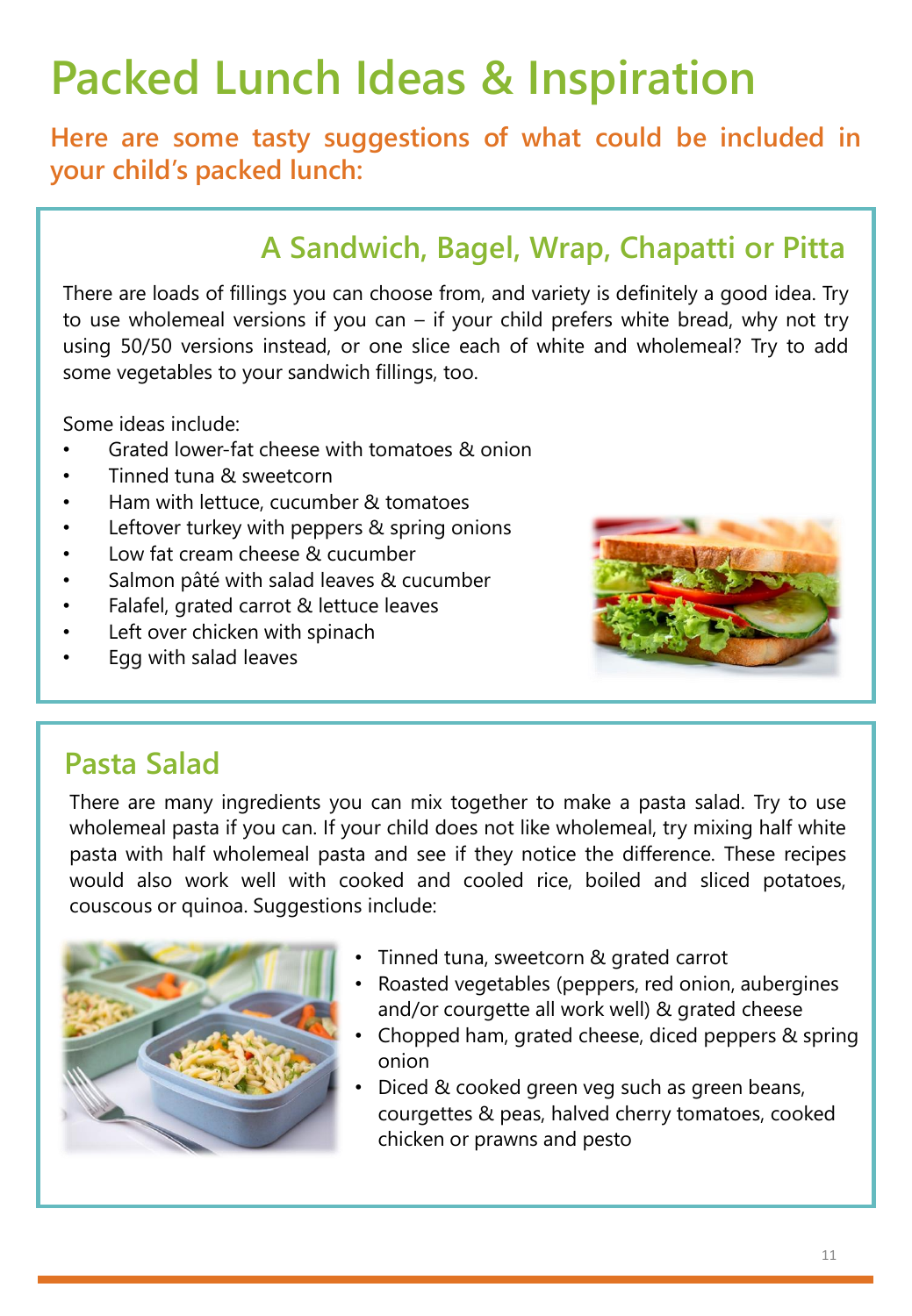# Packed Lunch Ideas & Inspiration

**Here are some tasty suggestions of what could be included in your child's packed lunch:**

## A Sandwich, Bagel, Wrap, Chapatti or Pitta

There are loads of fillings you can choose from, and variety is definitely a good idea. Try to use wholemeal versions if you can – if your child prefers white bread, why not try using 50/50 versions instead, or one slice each of white and wholemeal? Try to add some vegetables to your sandwich fillings, too.

Some ideas include:

- Grated lower-fat cheese with tomatoes & onion
- Tinned tuna & sweetcorn
- Ham with lettuce, cucumber & tomatoes
- Leftover turkey with peppers & spring onions
- Low fat cream cheese & cucumber
- Salmon pâté with salad leaves & cucumber
- Falafel, grated carrot & lettuce leaves
- Left over chicken with spinach
- Egg with salad leaves

## Pasta Salad

There are many ingredients you can mix together to make a pasta salad. Try to use wholemeal pasta if you can. If your child does not like wholemeal, try mixing half white pasta with half wholemeal pasta and see if they notice the difference. These recipes would also work well with cooked and cooled rice, boiled and sliced potatoes, couscous or quinoa. Suggestions include:

- Tinned tuna, sweetcorn & grated carrot
- Roasted vegetables (peppers, red onion, aubergines and/or courgette all work well) & grated cheese
- Chopped ham, grated cheese, diced peppers & spring onion
- Diced & cooked green veg such as green beans, courgettes & peas, halved cherry tomatoes, cooked chicken or prawns and pesto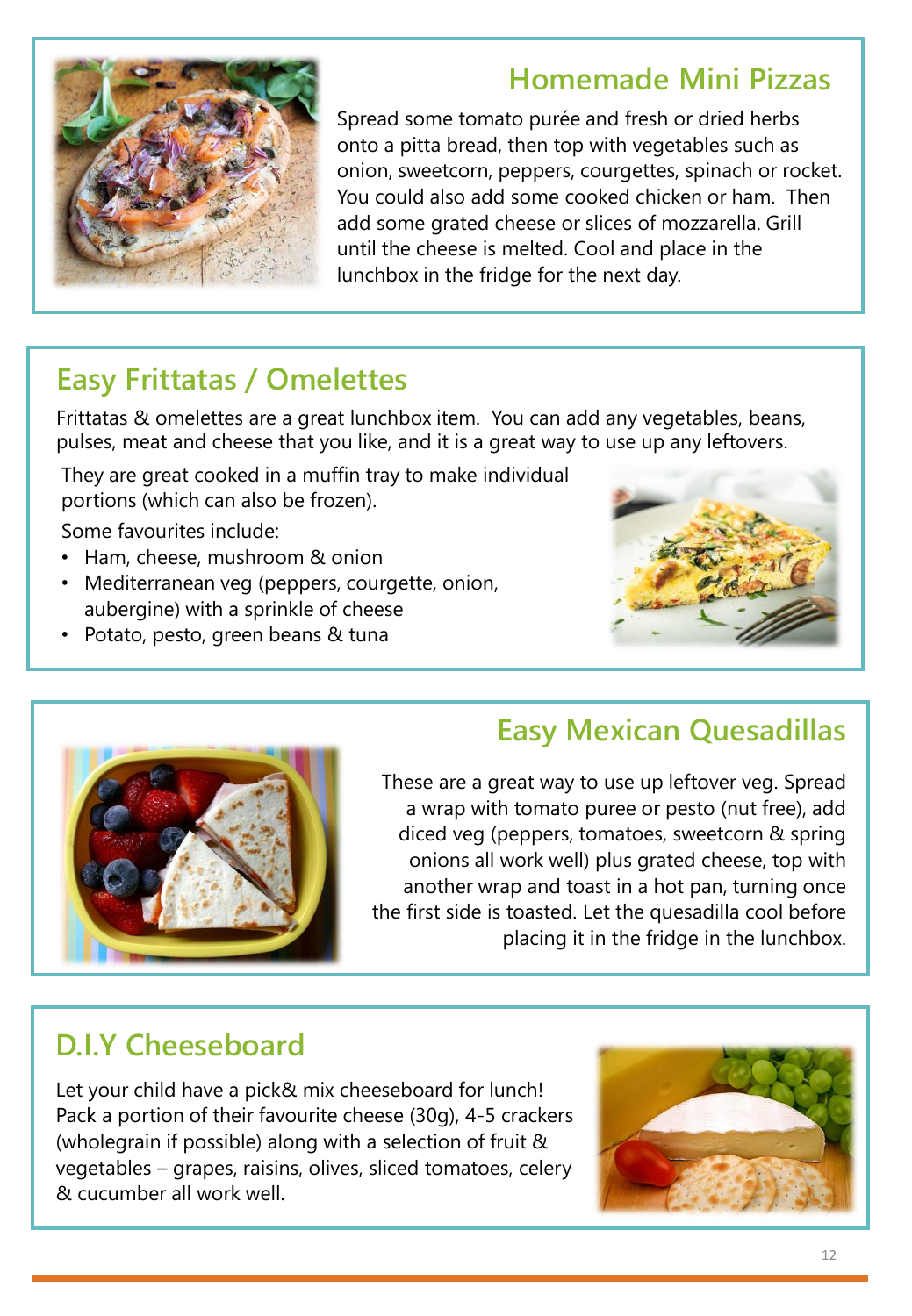## Homemade Mini Pizzas

Spread some tomato purée and fresh or dried herbs onto a pitta bread, then top with vegetables such as onion, sweetcorn, peppers, courgettes, spinach or rocket. You could also add some cooked chicken or ham. Then add some grated cheese or slices of mozzarella. Grill until the cheese is melted. Cool and place in the lunchbox in the fridge for the next day.

## Easy Frittatas / Omelettes

Frittatas & omelettes are a great lunchbox item. You can add any vegetables, beans, pulses, meat and cheese that you like, and it is a great way to use up any leftovers.

They are great cooked in a muffin tray to make individual portions (which can also be frozen).

Some favourites include:

- Ham, cheese, mushroom & onion
- Mediterranean veg (peppers, courgette, onion, aubergine) with a sprinkle of cheese
- Potato, pesto, green beans & tuna

## Easy Mexican Quesadillas

These are a great way to use up leftover veg. Spread a wrap with tomato puree or pesto (nut free), add diced veg (peppers, tomatoes, sweetcorn & spring onions all work well) plus grated cheese, top with another wrap and toast in a hot pan, turning once the first side is toasted. Let the quesadilla cool before placing it in the fridge in the lunchbox.

## D.I.Y Cheeseboard

Let your child have a pick& mix cheeseboard for lunch! Pack a portion of their favourite cheese (30g), 4-5 crackers (wholegrain if possible) along with a selection of fruit & vegetables – grapes, raisins, olives, sliced tomatoes, celery & cucumber all work well.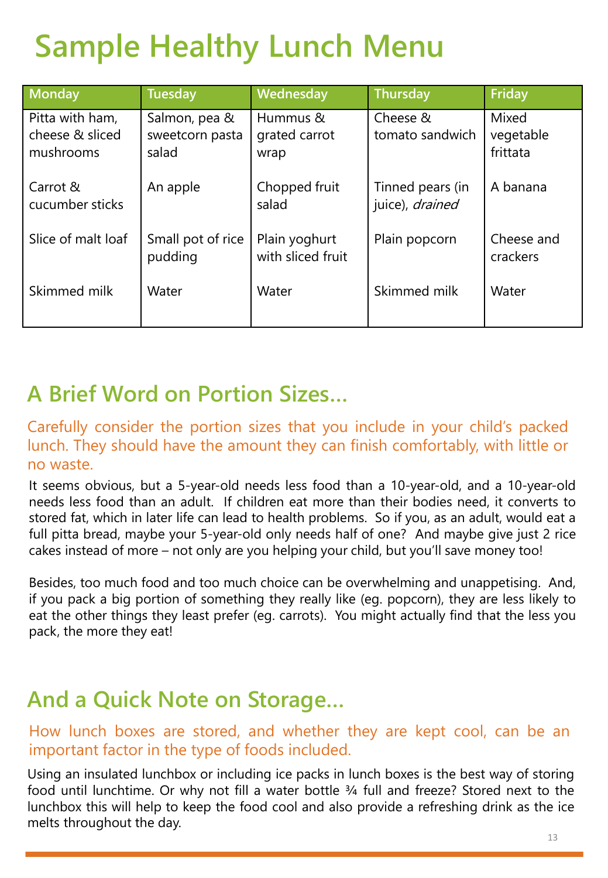# Sample Healthy Lunch Menu

| Monday | Tuesday | Wednesday | Thursday | Friday |
|---|---|---|---|---|
| Pitta with ham, cheese & sliced mushrooms | Salmon, pea & sweetcorn pasta salad | Hummus & grated carrot wrap | Cheese & tomato sandwich | Mixed vegetable frittata |
| Carrot & cucumber sticks | An apple | Chopped fruit salad | Tinned pears (in juice), *drained* | A banana |
| Slice of malt loaf | Small pot of rice pudding | Plain yoghurt with sliced fruit | Plain popcorn | Cheese and crackers |
| Skimmed milk | Water | Water | Skimmed milk | Water |

## A Brief Word on Portion Sizes…

Carefully consider the portion sizes that you include in your child's packed lunch. They should have the amount they can finish comfortably, with little or no waste.

It seems obvious, but a 5-year-old needs less food than a 10-year-old, and a 10-year-old needs less food than an adult. If children eat more than their bodies need, it converts to stored fat, which in later life can lead to health problems. So if you, as an adult, would eat a full pitta bread, maybe your 5-year-old only needs half of one? And maybe give just 2 rice cakes instead of more – not only are you helping your child, but you'll save money too!

Besides, too much food and too much choice can be overwhelming and unappetising. And, if you pack a big portion of something they really like (eg. popcorn), they are less likely to eat the other things they least prefer (eg. carrots). You might actually find that the less you pack, the more they eat!

## And a Quick Note on Storage…

How lunch boxes are stored, and whether they are kept cool, can be an important factor in the type of foods included.

Using an insulated lunchbox or including ice packs in lunch boxes is the best way of storing food until lunchtime. Or why not fill a water bottle ¾ full and freeze? Stored next to the lunchbox this will help to keep the food cool and also provide a refreshing drink as the ice melts throughout the day.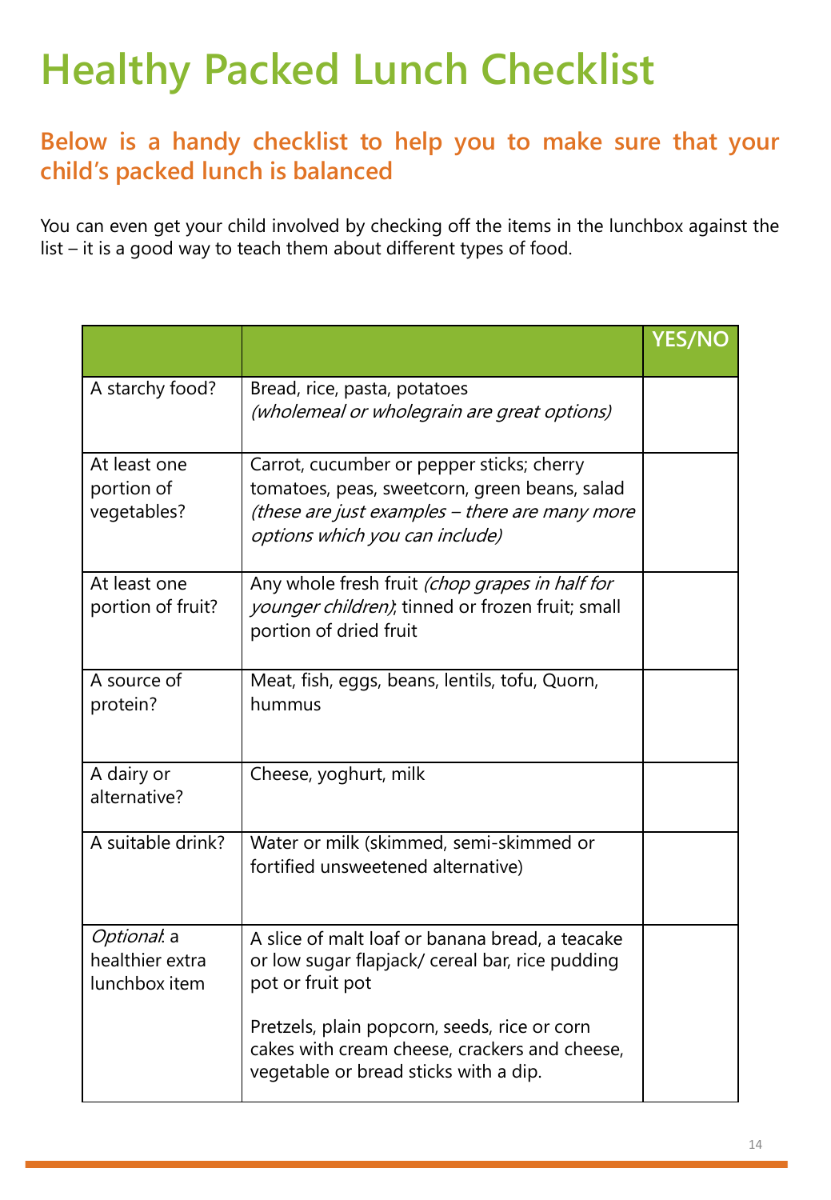# Healthy Packed Lunch Checklist

## Below is a handy checklist to help you to make sure that your child's packed lunch is balanced

You can even get your child involved by checking off the items in the lunchbox against the list – it is a good way to teach them about different types of food.

| | | YES/NO |
|---|---|---|
| A starchy food? | Bread, rice, pasta, potatoes *(wholemeal or wholegrain are great options)* | |
| At least one portion of vegetables? | Carrot, cucumber or pepper sticks; cherry tomatoes, peas, sweetcorn, green beans, salad *(these are just examples – there are many more options which you can include)* | |
| At least one portion of fruit? | Any whole fresh fruit *(chop grapes in half for younger children)*; tinned or frozen fruit; small portion of dried fruit | |
| A source of protein? | Meat, fish, eggs, beans, lentils, tofu, Quorn, hummus | |
| A dairy or alternative? | Cheese, yoghurt, milk | |
| A suitable drink? | Water or milk (skimmed, semi-skimmed or fortified unsweetened alternative) | |
| *Optional*: a healthier extra lunchbox item | A slice of malt loaf or banana bread, a teacake or low sugar flapjack/ cereal bar, rice pudding pot or fruit pot<br><br>Pretzels, plain popcorn, seeds, rice or corn cakes with cream cheese, crackers and cheese, vegetable or bread sticks with a dip. | |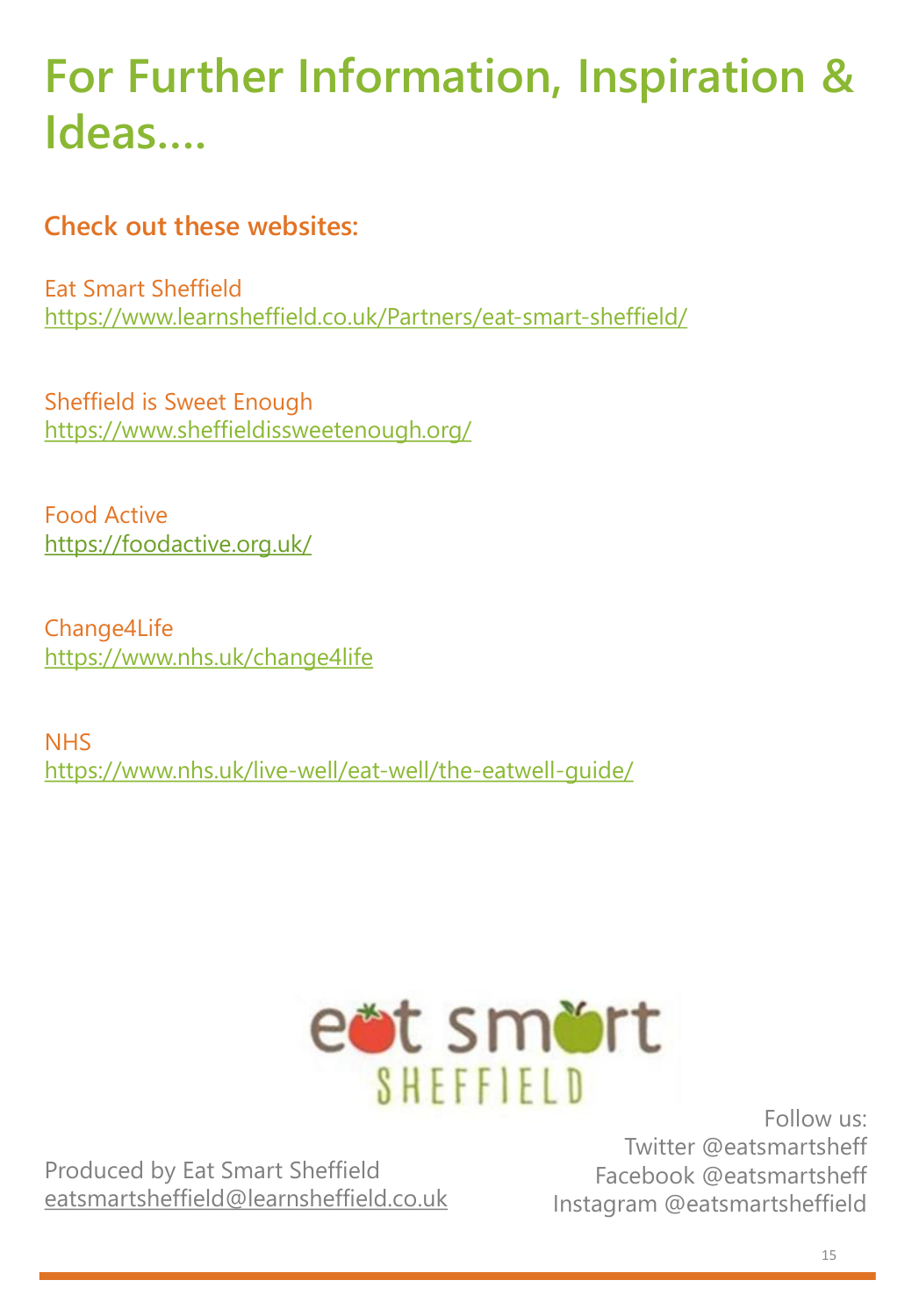# For Further Information, Inspiration & Ideas....

## Check out these websites:

Eat Smart Sheffield
https://www.learnsheffield.co.uk/Partners/eat-smart-sheffield/

Sheffield is Sweet Enough
https://www.sheffieldissweetenough.org/

Food Active
https://foodactive.org.uk/

Change4Life
https://www.nhs.uk/change4life

NHS
https://www.nhs.uk/live-well/eat-well/the-eatwell-guide/

eat smart SHEFFIELD

Produced by Eat Smart Sheffield
eatsmartsheffield@learnsheffield.co.uk

Follow us:
Twitter @eatsmartsheff
Facebook @eatsmartsheff
Instagram @eatsmartsheffield